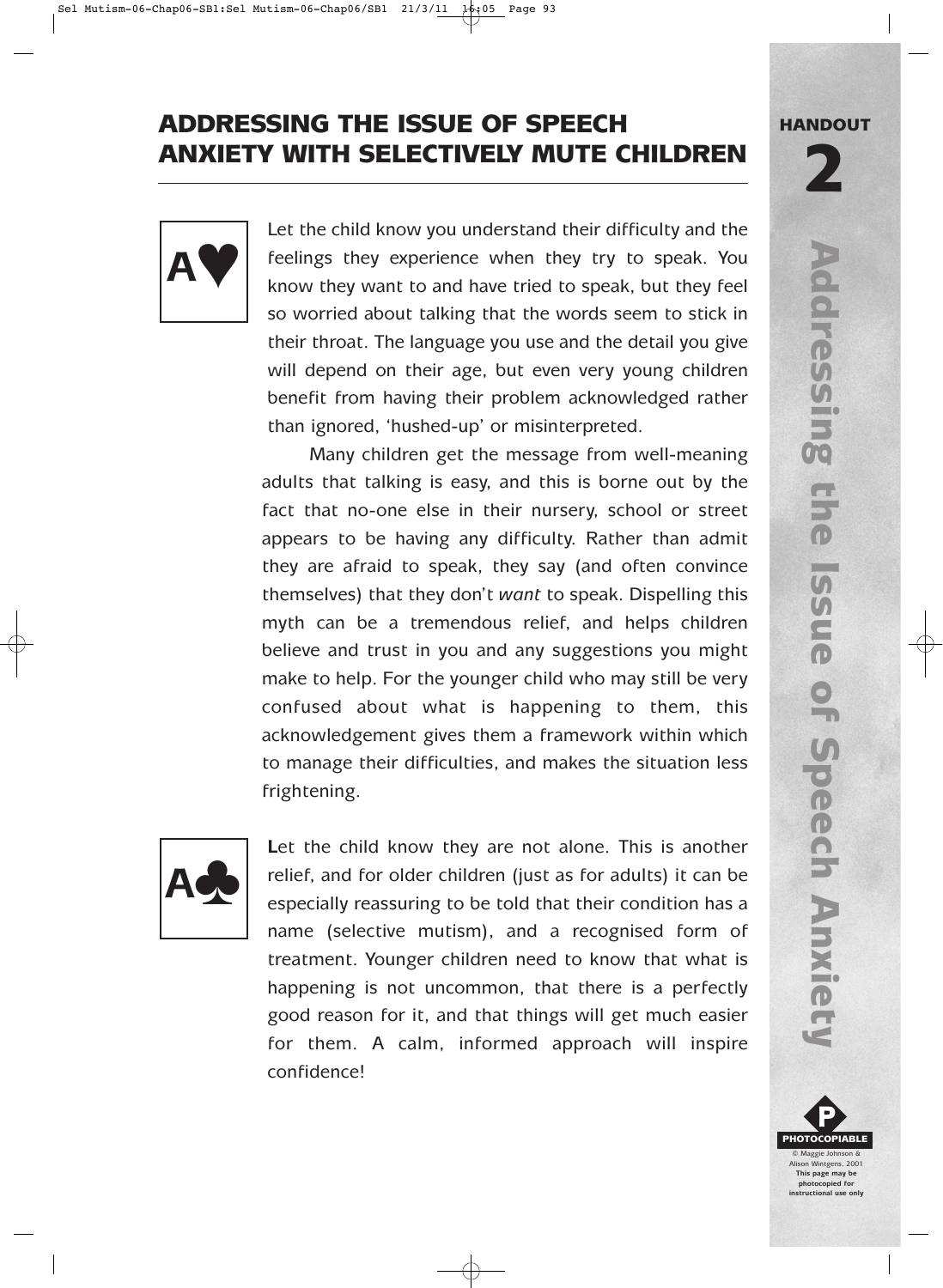# ADDRESSING THE ISSUE OF SPEECH ANXIETY WITH SELECTIVELY MUTE CHILDREN

**HANDOUT 2**

A♥

Let the child know you understand their difficulty and the feelings they experience when they try to speak. You know they want to and have tried to speak, but they feel so worried about talking that the words seem to stick in their throat. The language you use and the detail you give will depend on their age, but even very young children benefit from having their problem acknowledged rather than ignored, 'hushed-up' or misinterpreted.

Many children get the message from well-meaning adults that talking is easy, and this is borne out by the fact that no-one else in their nursery, school or street appears to be having any difficulty. Rather than admit they are afraid to speak, they say (and often convince themselves) that they don't *want* to speak. Dispelling this myth can be a tremendous relief, and helps children believe and trust in you and any suggestions you might make to help. For the younger child who may still be very confused about what is happening to them, this acknowledgement gives them a framework within which to manage their difficulties, and makes the situation less frightening.

A♣

**L**et the child know they are not alone. This is another relief, and for older children (just as for adults) it can be especially reassuring to be told that their condition has a name (selective mutism), and a recognised form of treatment. Younger children need to know that what is happening is not uncommon, that there is a perfectly good reason for it, and that things will get much easier for them. A calm, informed approach will inspire confidence!

PHOTOCOPIABLE
© Maggie Johnson & Alison Wintgens, 2001
This page may be photocopied for instructional use only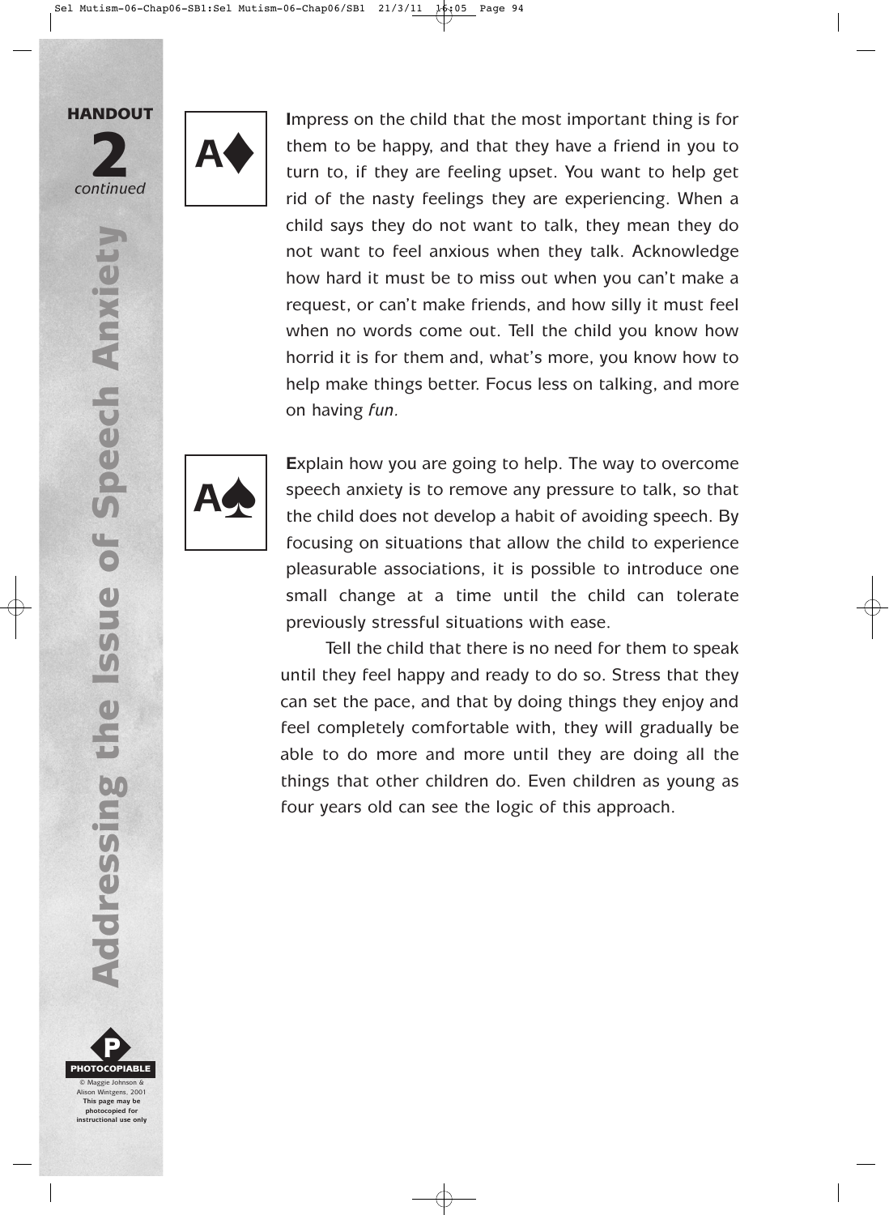**HANDOUT 2** *continued*

**Addressing the Issue of Speech Anxiety**

A♦

**I**mpress on the child that the most important thing is for them to be happy, and that they have a friend in you to turn to, if they are feeling upset. You want to help get rid of the nasty feelings they are experiencing. When a child says they do not want to talk, they mean they do not want to feel anxious when they talk. Acknowledge how hard it must be to miss out when you can't make a request, or can't make friends, and how silly it must feel when no words come out. Tell the child you know how horrid it is for them and, what's more, you know how to help make things better. Focus less on talking, and more on having *fun*.

A♠

**E**xplain how you are going to help. The way to overcome speech anxiety is to remove any pressure to talk, so that the child does not develop a habit of avoiding speech. By focusing on situations that allow the child to experience pleasurable associations, it is possible to introduce one small change at a time until the child can tolerate previously stressful situations with ease.

Tell the child that there is no need for them to speak until they feel happy and ready to do so. Stress that they can set the pace, and that by doing things they enjoy and feel completely comfortable with, they will gradually be able to do more and more until they are doing all the things that other children do. Even children as young as four years old can see the logic of this approach.

PHOTOCOPIABLE

© Maggie Johnson & Alison Wintgens, 2001
This page may be photocopied for instructional use only